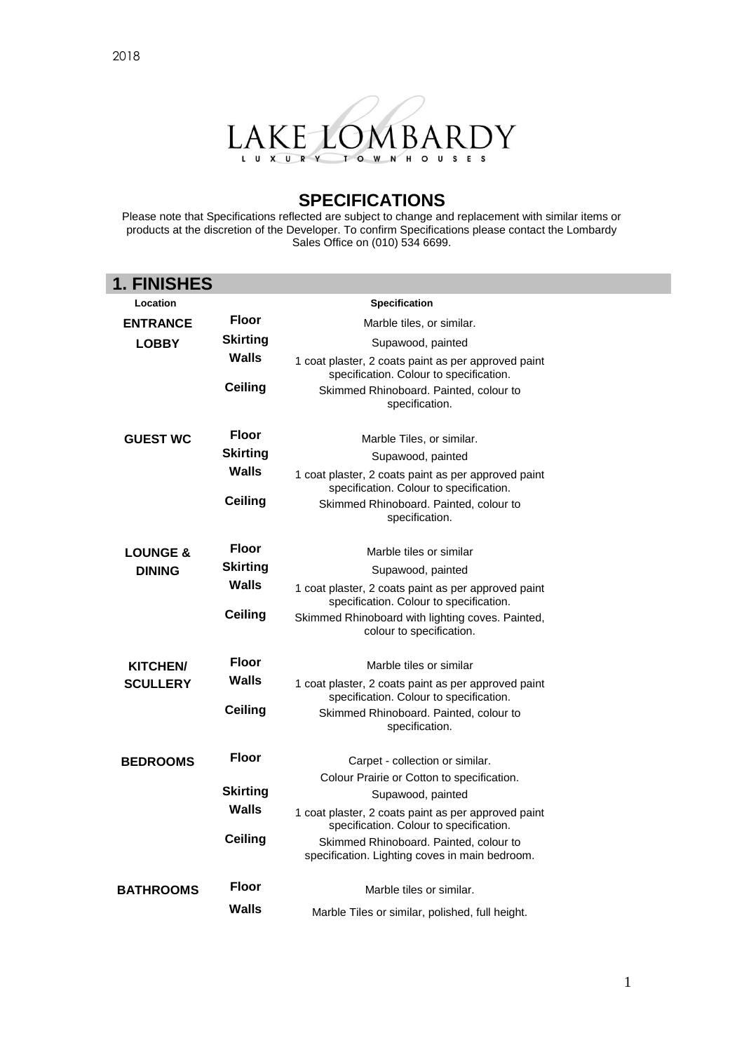2018

LAKE LOMBARDY

LUXURY TOWNHOUSES

## SPECIFICATIONS

Please note that Specifications reflected are subject to change and replacement with similar items or products at the discretion of the Developer. To confirm Specifications please contact the Lombardy Sales Office on (010) 534 6699.

## 1. FINISHES

| Location | | Specification |
|---|---|---|
| **ENTRANCE LOBBY** | **Floor** | Marble tiles, or similar. |
| | **Skirting** | Supawood, painted |
| | **Walls** | 1 coat plaster, 2 coats paint as per approved paint specification. Colour to specification. |
| | **Ceiling** | Skimmed Rhinoboard. Painted, colour to specification. |
| **GUEST WC** | **Floor** | Marble Tiles, or similar. |
| | **Skirting** | Supawood, painted |
| | **Walls** | 1 coat plaster, 2 coats paint as per approved paint specification. Colour to specification. |
| | **Ceiling** | Skimmed Rhinoboard. Painted, colour to specification. |
| **LOUNGE & DINING** | **Floor** | Marble tiles or similar |
| | **Skirting** | Supawood, painted |
| | **Walls** | 1 coat plaster, 2 coats paint as per approved paint specification. Colour to specification. |
| | **Ceiling** | Skimmed Rhinoboard with lighting coves. Painted, colour to specification. |
| **KITCHEN/ SCULLERY** | **Floor** | Marble tiles or similar |
| | **Walls** | 1 coat plaster, 2 coats paint as per approved paint specification. Colour to specification. |
| | **Ceiling** | Skimmed Rhinoboard. Painted, colour to specification. |
| **BEDROOMS** | **Floor** | Carpet - collection or similar. Colour Prairie or Cotton to specification. |
| | **Skirting** | Supawood, painted |
| | **Walls** | 1 coat plaster, 2 coats paint as per approved paint specification. Colour to specification. |
| | **Ceiling** | Skimmed Rhinoboard. Painted, colour to specification. Lighting coves in main bedroom. |
| **BATHROOMS** | **Floor** | Marble tiles or similar. |
| | **Walls** | Marble Tiles or similar, polished, full height. |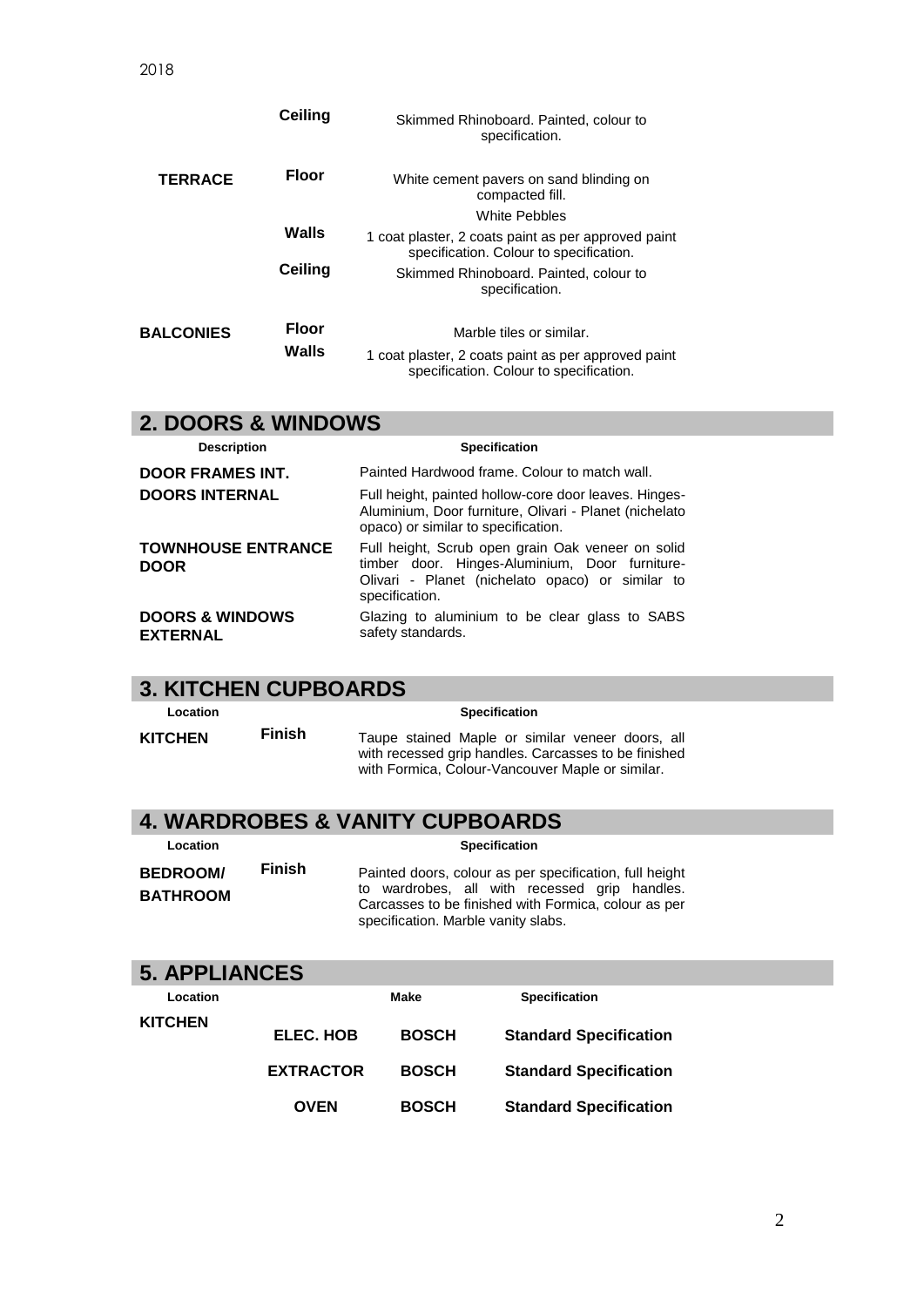2018

| | | |
|---|---|---|
| | **Ceiling** | Skimmed Rhinoboard. Painted, colour to specification. |
| **TERRACE** | **Floor** | White cement pavers on sand blinding on compacted fill. |
| | | White Pebbles |
| | **Walls** | 1 coat plaster, 2 coats paint as per approved paint specification. Colour to specification. |
| | **Ceiling** | Skimmed Rhinoboard. Painted, colour to specification. |
| **BALCONIES** | **Floor** | Marble tiles or similar. |
| | **Walls** | 1 coat plaster, 2 coats paint as per approved paint specification. Colour to specification. |

## 2. DOORS & WINDOWS

| Description | Specification |
|---|---|
| **DOOR FRAMES INT.** | Painted Hardwood frame. Colour to match wall. |
| **DOORS INTERNAL** | Full height, painted hollow-core door leaves. Hinges-Aluminium, Door furniture, Olivari - Planet (nichelato opaco) or similar to specification. |
| **TOWNHOUSE ENTRANCE DOOR** | Full height, Scrub open grain Oak veneer on solid timber door. Hinges-Aluminium, Door furniture-Olivari - Planet (nichelato opaco) or similar to specification. |
| **DOORS & WINDOWS EXTERNAL** | Glazing to aluminium to be clear glass to SABS safety standards. |

## 3. KITCHEN CUPBOARDS

| Location | | Specification |
|---|---|---|
| **KITCHEN** | **Finish** | Taupe stained Maple or similar veneer doors, all with recessed grip handles. Carcasses to be finished with Formica, Colour-Vancouver Maple or similar. |

## 4. WARDROBES & VANITY CUPBOARDS

| Location | | Specification |
|---|---|---|
| **BEDROOM/ BATHROOM** | **Finish** | Painted doors, colour as per specification, full height to wardrobes, all with recessed grip handles. Carcasses to be finished with Formica, colour as per specification. Marble vanity slabs. |

## 5. APPLIANCES

| Location | | Make | Specification |
|---|---|---|---|
| **KITCHEN** | **ELEC. HOB** | **BOSCH** | **Standard Specification** |
| | **EXTRACTOR** | **BOSCH** | **Standard Specification** |
| | **OVEN** | **BOSCH** | **Standard Specification** |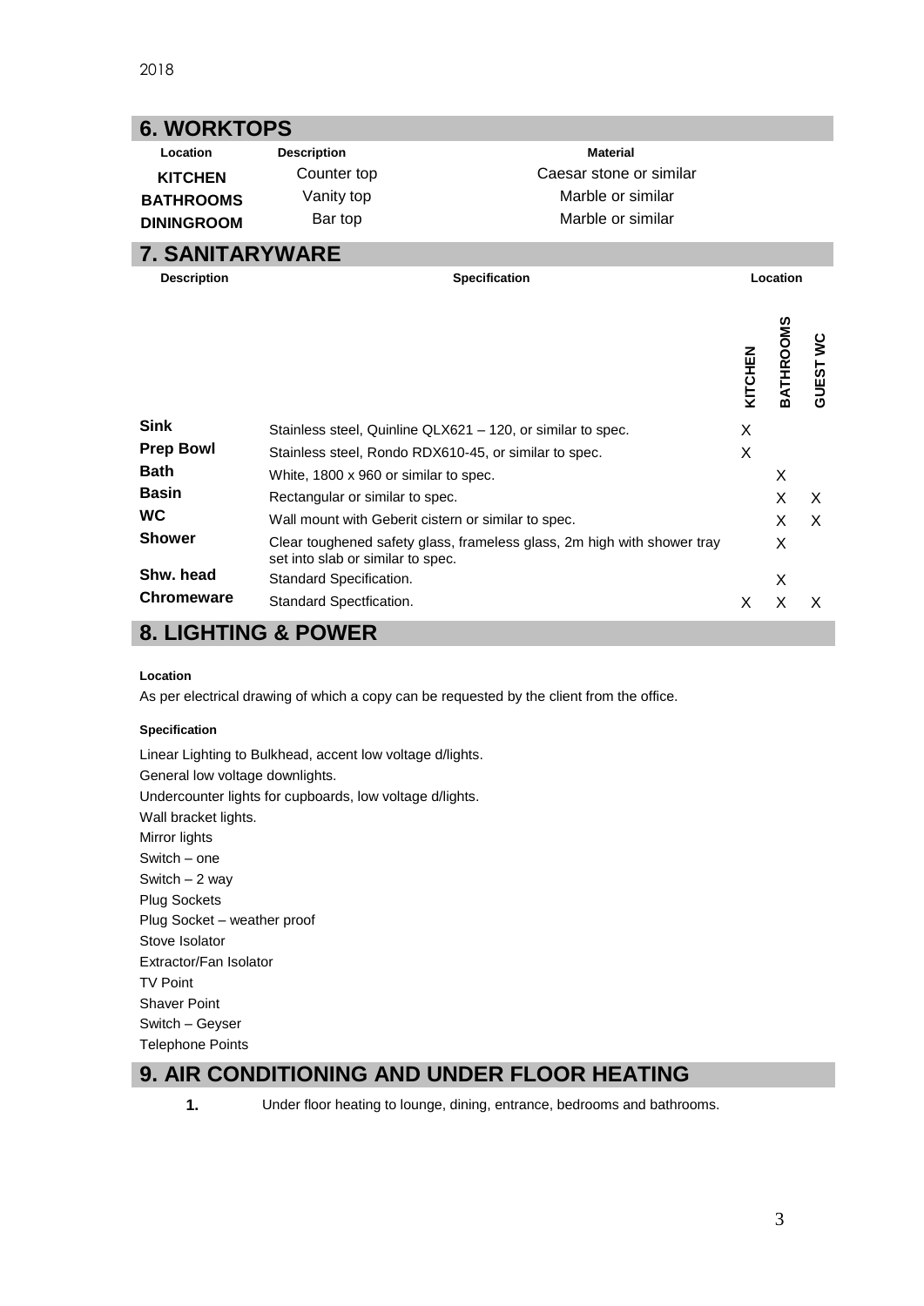## 6. WORKTOPS

| Location | Description | Material |
| --- | --- | --- |
| **KITCHEN** | Counter top | Caesar stone or similar |
| **BATHROOMS** | Vanity top | Marble or similar |
| **DININGROOM** | Bar top | Marble or similar |

## 7. SANITARYWARE

| Description | Specification | Location: KITCHEN | Location: BATHROOMS | Location: GUEST WC |
| --- | --- | --- | --- | --- |
| **Sink** | Stainless steel, Quinline QLX621 – 120, or similar to spec. | X | | |
| **Prep Bowl** | Stainless steel, Rondo RDX610-45, or similar to spec. | X | | |
| **Bath** | White, 1800 x 960 or similar to spec. | | X | |
| **Basin** | Rectangular or similar to spec. | | X | X |
| **WC** | Wall mount with Geberit cistern or similar to spec. | | X | X |
| **Shower** | Clear toughened safety glass, frameless glass, 2m high with shower tray set into slab or similar to spec. | | X | |
| **Shw. head** | Standard Specification. | | X | |
| **Chromeware** | Standard Spectfication. | X | X | X |

## 8. LIGHTING & POWER

**Location**

As per electrical drawing of which a copy can be requested by the client from the office.

**Specification**

Linear Lighting to Bulkhead, accent low voltage d/lights.
General low voltage downlights.
Undercounter lights for cupboards, low voltage d/lights.
Wall bracket lights.
Mirror lights
Switch – one
Switch – 2 way
Plug Sockets
Plug Socket – weather proof
Stove Isolator
Extractor/Fan Isolator
TV Point
Shaver Point
Switch – Geyser
Telephone Points

## 9. AIR CONDITIONING AND UNDER FLOOR HEATING

**1.** Under floor heating to lounge, dining, entrance, bedrooms and bathrooms.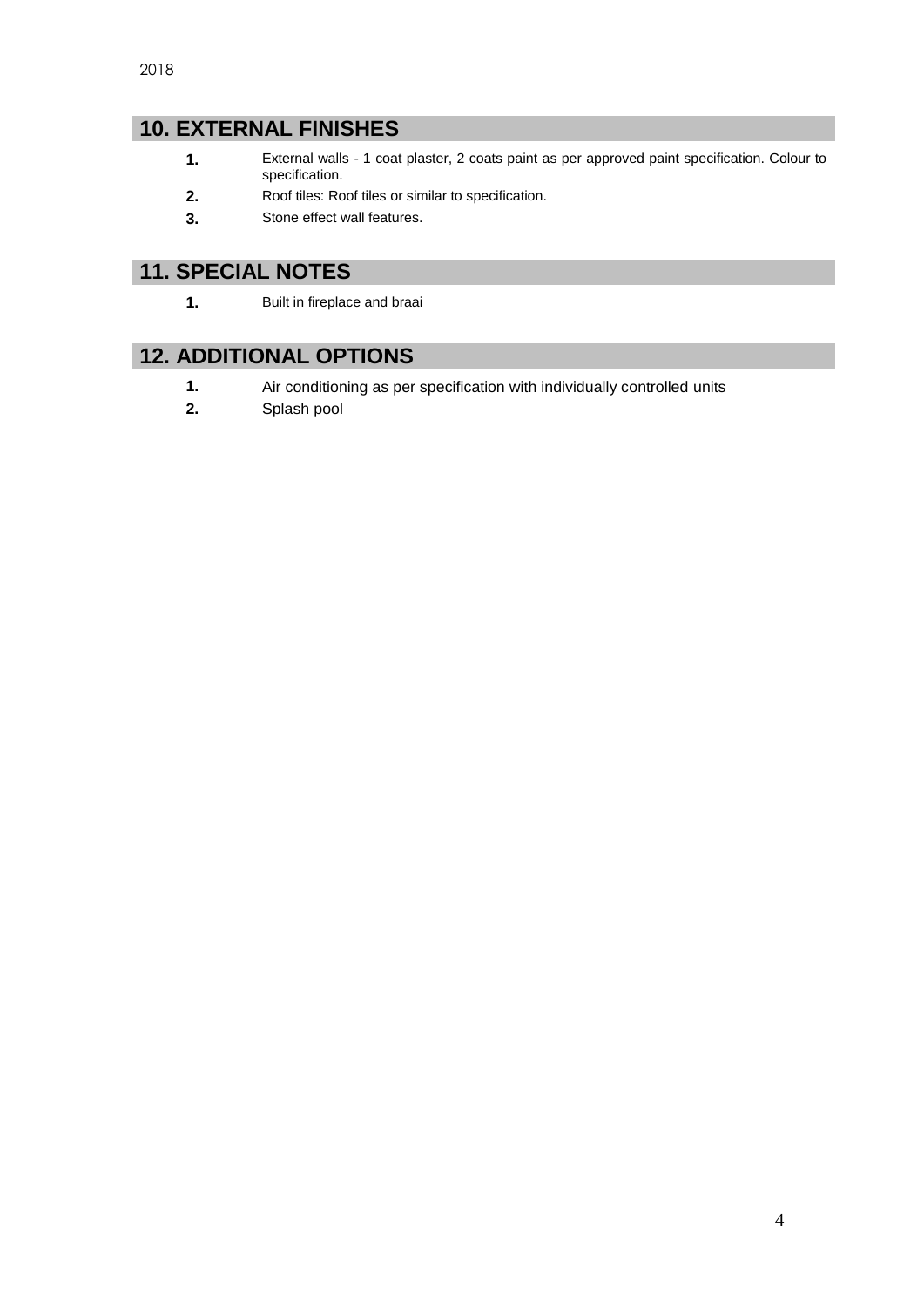## 10. EXTERNAL FINISHES

1. External walls - 1 coat plaster, 2 coats paint as per approved paint specification. Colour to specification.
2. Roof tiles: Roof tiles or similar to specification.
3. Stone effect wall features.

## 11. SPECIAL NOTES

1. Built in fireplace and braai

## 12. ADDITIONAL OPTIONS

1. Air conditioning as per specification with individually controlled units
2. Splash pool